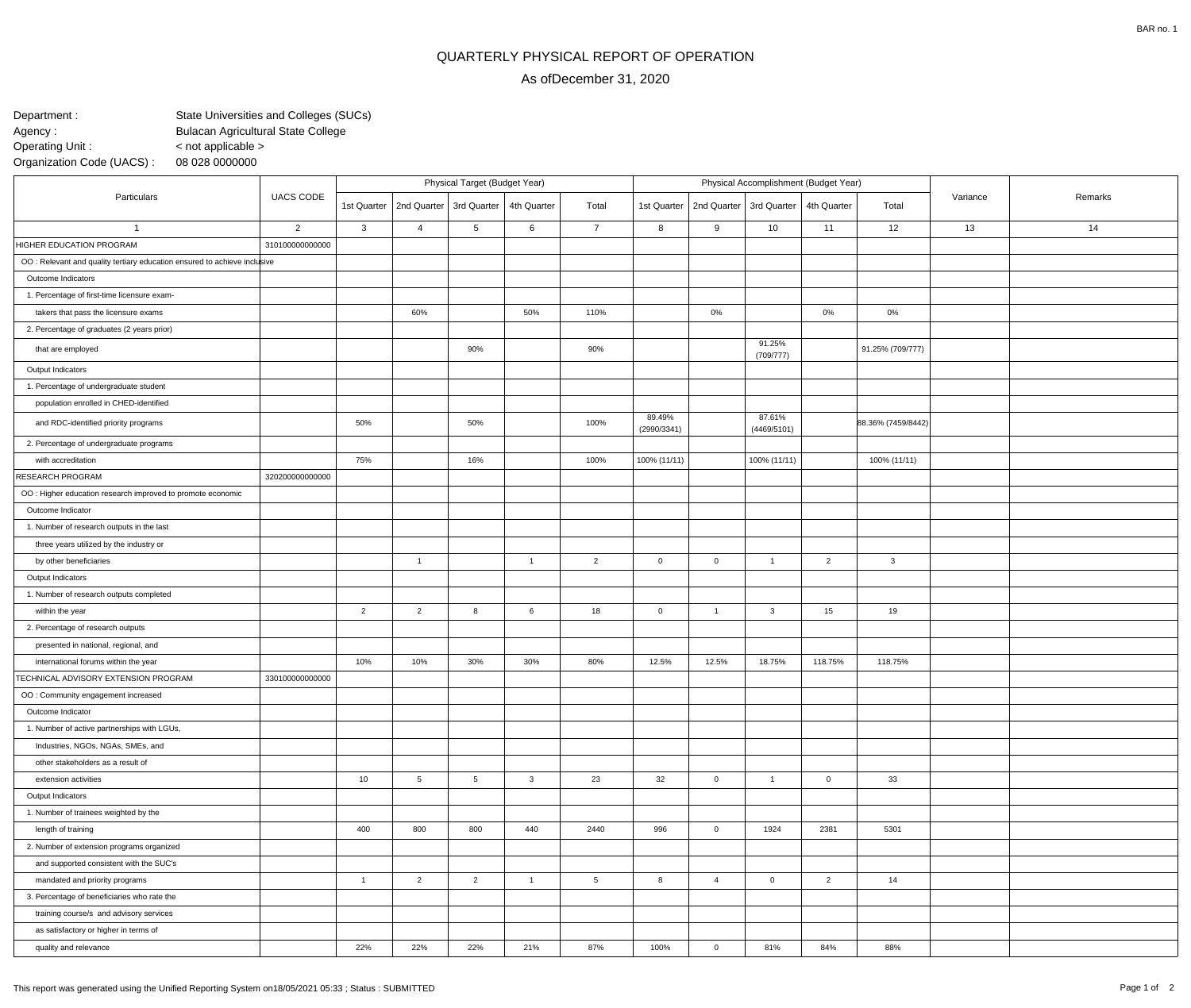# QUARTERLY PHYSICAL REPORT OF OPERATION

## As ofDecember 31, 2020

Department : State Universities and Colleges (SUCs)
Agency : Bulacan Agricultural State College
Operating Unit : < not applicable >
Organization Code (UACS) : 08 028 0000000

| Particulars | UACS CODE | Physical Target (Budget Year) | | | | | Physical Accomplishment (Budget Year) | | | | | Variance | Remarks |
|---|---|---|---|---|---|---|---|---|---|---|---|---|---|
| | | 1st Quarter | 2nd Quarter | 3rd Quarter | 4th Quarter | Total | 1st Quarter | 2nd Quarter | 3rd Quarter | 4th Quarter | Total | | |
| 1 | 2 | 3 | 4 | 5 | 6 | 7 | 8 | 9 | 10 | 11 | 12 | 13 | 14 |
| HIGHER EDUCATION PROGRAM | 310100000000000 | | | | | | | | | | | | |
| OO : Relevant and quality tertiary education ensured to achieve inclusive | | | | | | | | | | | | | |
| Outcome Indicators | | | | | | | | | | | | | |
| 1. Percentage of first-time licensure exam- | | | | | | | | | | | | | |
| takers that pass the licensure exams | | | 60% | | 50% | 110% | | 0% | | 0% | 0% | | |
| 2. Percentage of graduates (2 years prior) | | | | | | | | | | | | | |
| that are employed | | | | 90% | | 90% | | | 91.25% (709/777) | | 91.25% (709/777) | | |
| Output Indicators | | | | | | | | | | | | | |
| 1. Percentage of undergraduate student | | | | | | | | | | | | | |
| population enrolled in CHED-identified | | | | | | | | | | | | | |
| and RDC-identified priority programs | | 50% | | 50% | | 100% | 89.49% (2990/3341) | | 87.61% (4469/5101) | | 88.36% (7459/8442) | | |
| 2. Percentage of undergraduate programs | | | | | | | | | | | | | |
| with accreditation | | 75% | | 16% | | 100% | 100% (11/11) | | 100% (11/11) | | 100% (11/11) | | |
| RESEARCH PROGRAM | 320200000000000 | | | | | | | | | | | | |
| OO : Higher education research improved to promote economic | | | | | | | | | | | | | |
| Outcome Indicator | | | | | | | | | | | | | |
| 1. Number of research outputs in the last | | | | | | | | | | | | | |
| three years utilized by the industry or | | | | | | | | | | | | | |
| by other beneficiaries | | | 1 | | 1 | 2 | 0 | 0 | 1 | 2 | 3 | | |
| Output Indicators | | | | | | | | | | | | | |
| 1. Number of research outputs completed | | | | | | | | | | | | | |
| within the year | | 2 | 2 | 8 | 6 | 18 | 0 | 1 | 3 | 15 | 19 | | |
| 2. Percentage of research outputs | | | | | | | | | | | | | |
| presented in national, regional, and | | | | | | | | | | | | | |
| international forums within the year | | 10% | 10% | 30% | 30% | 80% | 12.5% | 12.5% | 18.75% | 118.75% | 118.75% | | |
| TECHNICAL ADVISORY EXTENSION PROGRAM | 330100000000000 | | | | | | | | | | | | |
| OO : Community engagement increased | | | | | | | | | | | | | |
| Outcome Indicator | | | | | | | | | | | | | |
| 1. Number of active partnerships with LGUs, | | | | | | | | | | | | | |
| Industries, NGOs, NGAs, SMEs, and | | | | | | | | | | | | | |
| other stakeholders as a result of | | | | | | | | | | | | | |
| extension activities | | 10 | 5 | 5 | 3 | 23 | 32 | 0 | 1 | 0 | 33 | | |
| Output Indicators | | | | | | | | | | | | | |
| 1. Number of trainees weighted by the | | | | | | | | | | | | | |
| length of training | | 400 | 800 | 800 | 440 | 2440 | 996 | 0 | 1924 | 2381 | 5301 | | |
| 2. Number of extension programs organized | | | | | | | | | | | | | |
| and supported consistent with the SUC's | | | | | | | | | | | | | |
| mandated and priority programs | | 1 | 2 | 2 | 1 | 5 | 8 | 4 | 0 | 2 | 14 | | |
| 3. Percentage of beneficiaries who rate the | | | | | | | | | | | | | |
| training course/s and advisory services | | | | | | | | | | | | | |
| as satisfactory or higher in terms of | | | | | | | | | | | | | |
| quality and relevance | | 22% | 22% | 22% | 21% | 87% | 100% | 0 | 81% | 84% | 88% | | |

This report was generated using the Unified Reporting System on18/05/2021 05:33 ; Status : SUBMITTED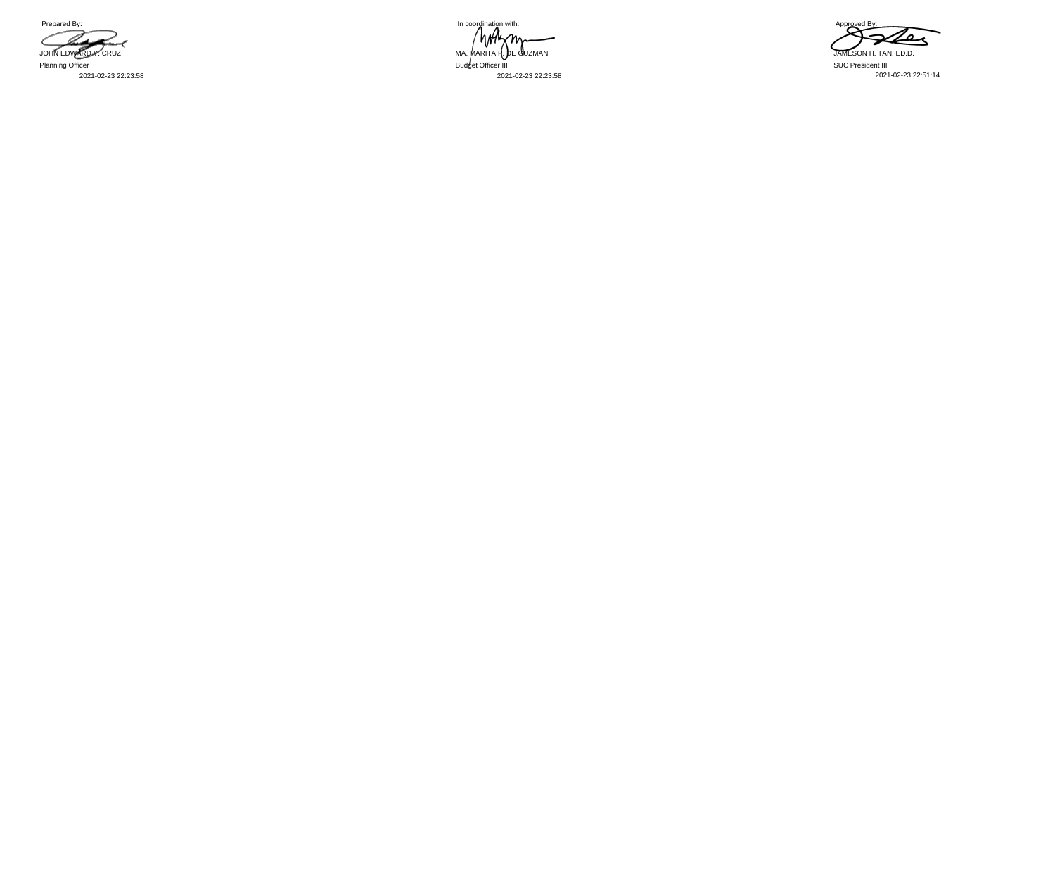| Prepared By: | In coordination with: | Approved By: |
| --- | --- | --- |
| JOHN EDWARD Y. CRUZ | MA. MARITA R. DE GUZMAN | JAMESON H. TAN, ED.D. |
| Planning Officer | Budget Officer III | SUC President III |
| 2021-02-23 22:23:58 | 2021-02-23 22:23:58 | 2021-02-23 22:51:14 |